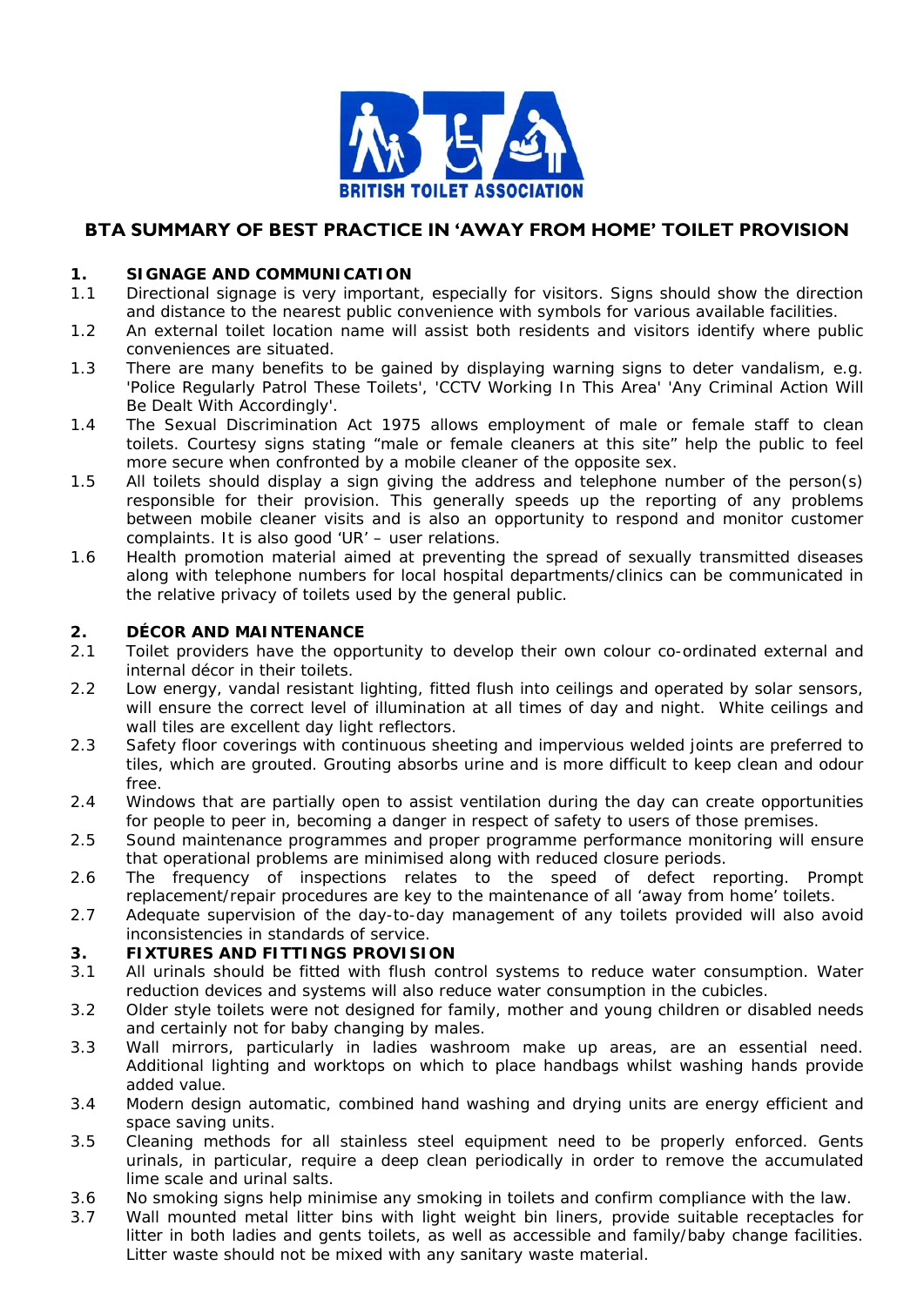BRITISH TOILET ASSOCIATION

# BTA SUMMARY OF BEST PRACTICE IN 'AWAY FROM HOME' TOILET PROVISION

## 1. SIGNAGE AND COMMUNICATION

1.1 Directional signage is very important, especially for visitors. Signs should show the direction and distance to the nearest public convenience with symbols for various available facilities.

1.2 An external toilet location name will assist both residents and visitors identify where public conveniences are situated.

1.3 There are many benefits to be gained by displaying warning signs to deter vandalism, e.g. 'Police Regularly Patrol These Toilets', 'CCTV Working In This Area' 'Any Criminal Action Will Be Dealt With Accordingly'.

1.4 The Sexual Discrimination Act 1975 allows employment of male or female staff to clean toilets. Courtesy signs stating "male or female cleaners at this site" help the public to feel more secure when confronted by a mobile cleaner of the opposite sex.

1.5 All toilets should display a sign giving the address and telephone number of the person(s) responsible for their provision. This generally speeds up the reporting of any problems between mobile cleaner visits and is also an opportunity to respond and monitor customer complaints. It is also good 'UR' – user relations.

1.6 Health promotion material aimed at preventing the spread of sexually transmitted diseases along with telephone numbers for local hospital departments/clinics can be communicated in the relative privacy of toilets used by the general public.

## 2. DÉCOR AND MAINTENANCE

2.1 Toilet providers have the opportunity to develop their own colour co-ordinated external and internal décor in their toilets.

2.2 Low energy, vandal resistant lighting, fitted flush into ceilings and operated by solar sensors, will ensure the correct level of illumination at all times of day and night. White ceilings and wall tiles are excellent day light reflectors.

2.3 Safety floor coverings with continuous sheeting and impervious welded joints are preferred to tiles, which are grouted. Grouting absorbs urine and is more difficult to keep clean and odour free.

2.4 Windows that are partially open to assist ventilation during the day can create opportunities for people to peer in, becoming a danger in respect of safety to users of those premises.

2.5 Sound maintenance programmes and proper programme performance monitoring will ensure that operational problems are minimised along with reduced closure periods.

2.6 The frequency of inspections relates to the speed of defect reporting. Prompt replacement/repair procedures are key to the maintenance of all 'away from home' toilets.

2.7 Adequate supervision of the day-to-day management of any toilets provided will also avoid inconsistencies in standards of service.

## 3. FIXTURES AND FITTINGS PROVISION

3.1 All urinals should be fitted with flush control systems to reduce water consumption. Water reduction devices and systems will also reduce water consumption in the cubicles.

3.2 Older style toilets were not designed for family, mother and young children or disabled needs and certainly not for baby changing by males.

3.3 Wall mirrors, particularly in ladies washroom make up areas, are an essential need. Additional lighting and worktops on which to place handbags whilst washing hands provide added value.

3.4 Modern design automatic, combined hand washing and drying units are energy efficient and space saving units.

3.5 Cleaning methods for all stainless steel equipment need to be properly enforced. Gents urinals, in particular, require a deep clean periodically in order to remove the accumulated lime scale and urinal salts.

3.6 No smoking signs help minimise any smoking in toilets and confirm compliance with the law.

3.7 Wall mounted metal litter bins with light weight bin liners, provide suitable receptacles for litter in both ladies and gents toilets, as well as accessible and family/baby change facilities. Litter waste should not be mixed with any sanitary waste material.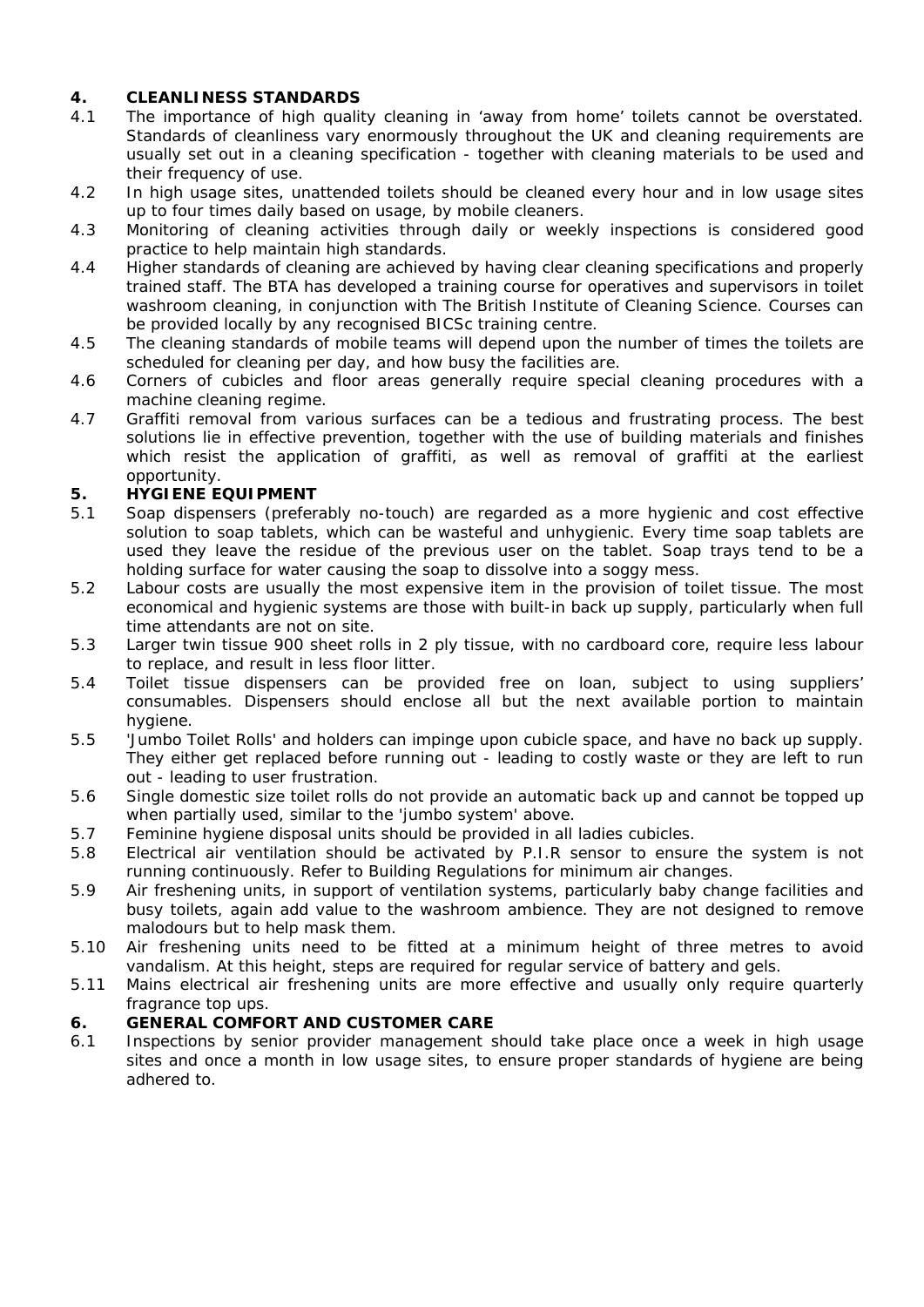## 4. CLEANLINESS STANDARDS

4.1 The importance of high quality cleaning in 'away from home' toilets cannot be overstated. Standards of cleanliness vary enormously throughout the UK and cleaning requirements are usually set out in a cleaning specification - together with cleaning materials to be used and their frequency of use.

4.2 In high usage sites, unattended toilets should be cleaned every hour and in low usage sites up to four times daily based on usage, by mobile cleaners.

4.3 Monitoring of cleaning activities through daily or weekly inspections is considered good practice to help maintain high standards.

4.4 Higher standards of cleaning are achieved by having clear cleaning specifications and properly trained staff. The BTA has developed a training course for operatives and supervisors in toilet washroom cleaning, in conjunction with The British Institute of Cleaning Science. Courses can be provided locally by any recognised BICSc training centre.

4.5 The cleaning standards of mobile teams will depend upon the number of times the toilets are scheduled for cleaning per day, and how busy the facilities are.

4.6 Corners of cubicles and floor areas generally require special cleaning procedures with a machine cleaning regime.

4.7 Graffiti removal from various surfaces can be a tedious and frustrating process. The best solutions lie in effective prevention, together with the use of building materials and finishes which resist the application of graffiti, as well as removal of graffiti at the earliest opportunity.

## 5. HYGIENE EQUIPMENT

5.1 Soap dispensers (preferably no-touch) are regarded as a more hygienic and cost effective solution to soap tablets, which can be wasteful and unhygienic. Every time soap tablets are used they leave the residue of the previous user on the tablet. Soap trays tend to be a holding surface for water causing the soap to dissolve into a soggy mess.

5.2 Labour costs are usually the most expensive item in the provision of toilet tissue. The most economical and hygienic systems are those with built-in back up supply, particularly when full time attendants are not on site.

5.3 Larger twin tissue 900 sheet rolls in 2 ply tissue, with no cardboard core, require less labour to replace, and result in less floor litter.

5.4 Toilet tissue dispensers can be provided free on loan, subject to using suppliers' consumables. Dispensers should enclose all but the next available portion to maintain hygiene.

5.5 'Jumbo Toilet Rolls' and holders can impinge upon cubicle space, and have no back up supply. They either get replaced before running out - leading to costly waste or they are left to run out - leading to user frustration.

5.6 Single domestic size toilet rolls do not provide an automatic back up and cannot be topped up when partially used, similar to the 'jumbo system' above.

5.7 Feminine hygiene disposal units should be provided in all ladies cubicles.

5.8 Electrical air ventilation should be activated by P.I.R sensor to ensure the system is not running continuously. Refer to Building Regulations for minimum air changes.

5.9 Air freshening units, in support of ventilation systems, particularly baby change facilities and busy toilets, again add value to the washroom ambience. They are not designed to remove malodours but to help mask them.

5.10 Air freshening units need to be fitted at a minimum height of three metres to avoid vandalism. At this height, steps are required for regular service of battery and gels.

5.11 Mains electrical air freshening units are more effective and usually only require quarterly fragrance top ups.

## 6. GENERAL COMFORT AND CUSTOMER CARE

6.1 Inspections by senior provider management should take place once a week in high usage sites and once a month in low usage sites, to ensure proper standards of hygiene are being adhered to.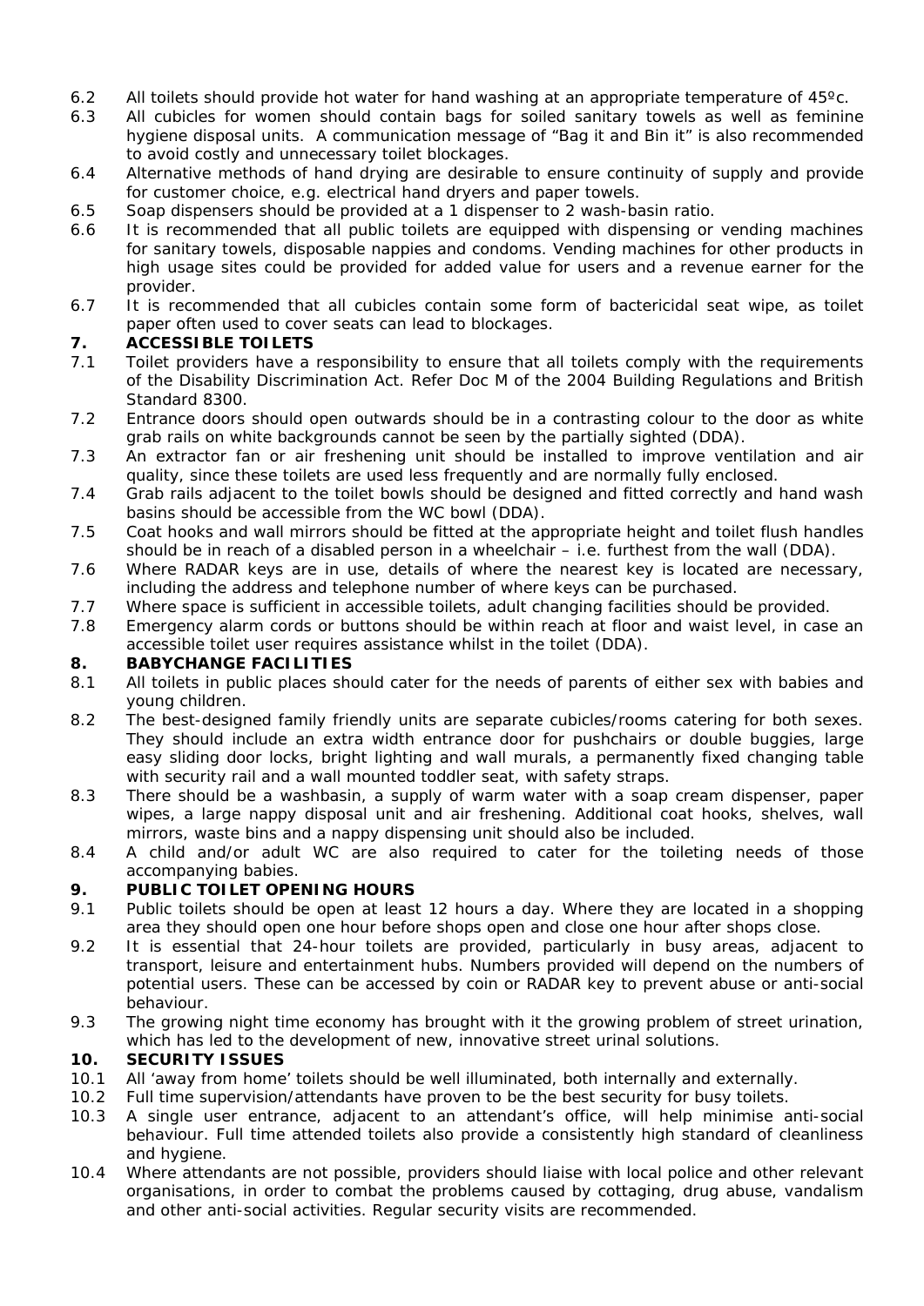6.2 All toilets should provide hot water for hand washing at an appropriate temperature of 45ºc.

6.3 All cubicles for women should contain bags for soiled sanitary towels as well as feminine hygiene disposal units. A communication message of "Bag it and Bin it" is also recommended to avoid costly and unnecessary toilet blockages.

6.4 Alternative methods of hand drying are desirable to ensure continuity of supply and provide for customer choice, e.g. electrical hand dryers and paper towels.

6.5 Soap dispensers should be provided at a 1 dispenser to 2 wash-basin ratio.

6.6 It is recommended that all public toilets are equipped with dispensing or vending machines for sanitary towels, disposable nappies and condoms. Vending machines for other products in high usage sites could be provided for added value for users and a revenue earner for the provider.

6.7 It is recommended that all cubicles contain some form of bactericidal seat wipe, as toilet paper often used to cover seats can lead to blockages.

## 7. ACCESSIBLE TOILETS

7.1 Toilet providers have a responsibility to ensure that all toilets comply with the requirements of the Disability Discrimination Act. Refer Doc M of the 2004 Building Regulations and British Standard 8300.

7.2 Entrance doors should open outwards should be in a contrasting colour to the door as white grab rails on white backgrounds cannot be seen by the partially sighted (DDA).

7.3 An extractor fan or air freshening unit should be installed to improve ventilation and air quality, since these toilets are used less frequently and are normally fully enclosed.

7.4 Grab rails adjacent to the toilet bowls should be designed and fitted correctly and hand wash basins should be accessible from the WC bowl (DDA).

7.5 Coat hooks and wall mirrors should be fitted at the appropriate height and toilet flush handles should be in reach of a disabled person in a wheelchair – i.e. furthest from the wall (DDA).

7.6 Where RADAR keys are in use, details of where the nearest key is located are necessary, including the address and telephone number of where keys can be purchased.

7.7 Where space is sufficient in accessible toilets, adult changing facilities should be provided.

7.8 Emergency alarm cords or buttons should be within reach at floor and waist level, in case an accessible toilet user requires assistance whilst in the toilet (DDA).

## 8. BABYCHANGE FACILITIES

8.1 All toilets in public places should cater for the needs of parents of either sex with babies and young children.

8.2 The best-designed family friendly units are separate cubicles/rooms catering for both sexes. They should include an extra width entrance door for pushchairs or double buggies, large easy sliding door locks, bright lighting and wall murals, a permanently fixed changing table with security rail and a wall mounted toddler seat, with safety straps.

8.3 There should be a washbasin, a supply of warm water with a soap cream dispenser, paper wipes, a large nappy disposal unit and air freshening. Additional coat hooks, shelves, wall mirrors, waste bins and a nappy dispensing unit should also be included.

8.4 A child and/or adult WC are also required to cater for the toileting needs of those accompanying babies.

## 9. PUBLIC TOILET OPENING HOURS

9.1 Public toilets should be open at least 12 hours a day. Where they are located in a shopping area they should open one hour before shops open and close one hour after shops close.

9.2 It is essential that 24-hour toilets are provided, particularly in busy areas, adjacent to transport, leisure and entertainment hubs. Numbers provided will depend on the numbers of potential users. These can be accessed by coin or RADAR key to prevent abuse or anti-social behaviour.

9.3 The growing night time economy has brought with it the growing problem of street urination, which has led to the development of new, innovative street urinal solutions.

## 10. SECURITY ISSUES

10.1 All 'away from home' toilets should be well illuminated, both internally and externally.

10.2 Full time supervision/attendants have proven to be the best security for busy toilets.

10.3 A single user entrance, adjacent to an attendant's office, will help minimise anti-social behaviour. Full time attended toilets also provide a consistently high standard of cleanliness and hygiene.

10.4 Where attendants are not possible, providers should liaise with local police and other relevant organisations, in order to combat the problems caused by cottaging, drug abuse, vandalism and other anti-social activities. Regular security visits are recommended.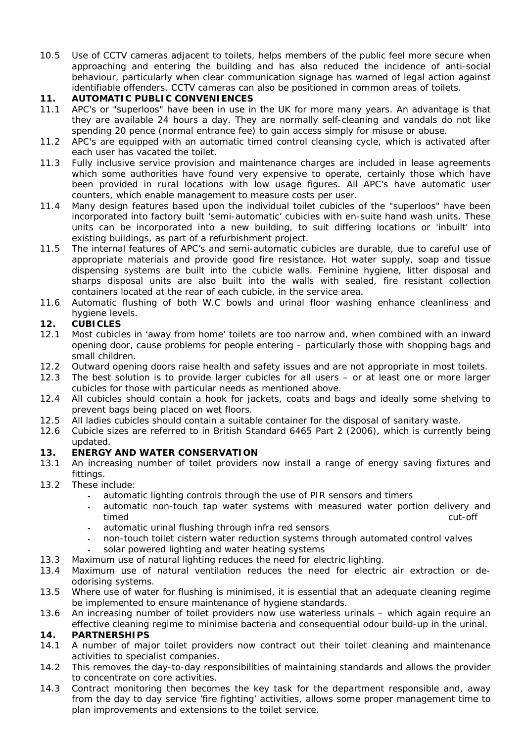10.5 Use of CCTV cameras adjacent to toilets, helps members of the public feel more secure when approaching and entering the building and has also reduced the incidence of anti-social behaviour, particularly when clear communication signage has warned of legal action against identifiable offenders. CCTV cameras can also be positioned in common areas of toilets.

## 11. AUTOMATIC PUBLIC CONVENIENCES

11.1 APC's or "superloos" have been in use in the UK for more many years. An advantage is that they are available 24 hours a day. They are normally self-cleaning and vandals do not like spending 20 pence (normal entrance fee) to gain access simply for misuse or abuse.

11.2 APC's are equipped with an automatic timed control cleansing cycle, which is activated after each user has vacated the toilet.

11.3 Fully inclusive service provision and maintenance charges are included in lease agreements which some authorities have found very expensive to operate, certainly those which have been provided in rural locations with low usage figures. All APC's have automatic user counters, which enable management to measure costs per user.

11.4 Many design features based upon the individual toilet cubicles of the "superloos" have been incorporated into factory built 'semi-automatic' cubicles with en-suite hand wash units. These units can be incorporated into a new building, to suit differing locations or 'inbuilt' into existing buildings, as part of a refurbishment project.

11.5 The internal features of APC's and semi-automatic cubicles are durable, due to careful use of appropriate materials and provide good fire resistance. Hot water supply, soap and tissue dispensing systems are built into the cubicle walls. Feminine hygiene, litter disposal and sharps disposal units are also built into the walls with sealed, fire resistant collection containers located at the rear of each cubicle, in the service area.

11.6 Automatic flushing of both W.C bowls and urinal floor washing enhance cleanliness and hygiene levels.

## 12. CUBICLES

12.1 Most cubicles in 'away from home' toilets are too narrow and, when combined with an inward opening door, cause problems for people entering – particularly those with shopping bags and small children.

12.2 Outward opening doors raise health and safety issues and are not appropriate in most toilets.

12.3 The best solution is to provide larger cubicles for all users – or at least one or more larger cubicles for those with particular needs as mentioned above.

12.4 All cubicles should contain a hook for jackets, coats and bags and ideally some shelving to prevent bags being placed on wet floors.

12.5 All ladies cubicles should contain a suitable container for the disposal of sanitary waste.

12.6 Cubicle sizes are referred to in British Standard 6465 Part 2 (2006), which is currently being updated.

## 13. ENERGY AND WATER CONSERVATION

13.1 An increasing number of toilet providers now install a range of energy saving fixtures and fittings.

13.2 These include:

- automatic lighting controls through the use of PIR sensors and timers
- automatic non-touch tap water systems with measured water portion delivery and timed cut-off
- automatic urinal flushing through infra red sensors
- non-touch toilet cistern water reduction systems through automated control valves
- solar powered lighting and water heating systems

13.3 Maximum use of natural lighting reduces the need for electric lighting.

13.4 Maximum use of natural ventilation reduces the need for electric air extraction or de-odorising systems.

13.5 Where use of water for flushing is minimised, it is essential that an adequate cleaning regime be implemented to ensure maintenance of hygiene standards.

13.6 An increasing number of toilet providers now use waterless urinals – which again require an effective cleaning regime to minimise bacteria and consequential odour build-up in the urinal.

## 14. PARTNERSHIPS

14.1 A number of major toilet providers now contract out their toilet cleaning and maintenance activities to specialist companies.

14.2 This removes the day-to-day responsibilities of maintaining standards and allows the provider to concentrate on core activities.

14.3 Contract monitoring then becomes the key task for the department responsible and, away from the day to day service 'fire fighting' activities, allows some proper management time to plan improvements and extensions to the toilet service.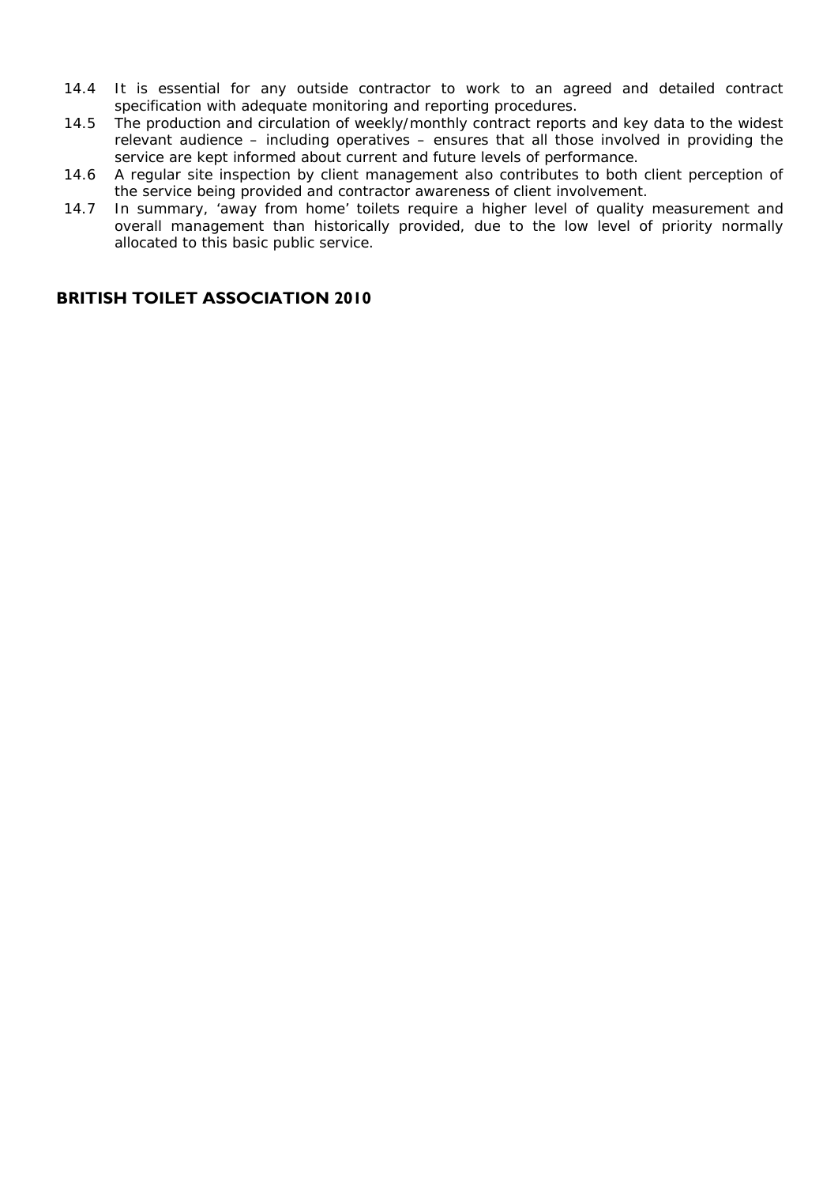14.4 It is essential for any outside contractor to work to an agreed and detailed contract specification with adequate monitoring and reporting procedures.

14.5 The production and circulation of weekly/monthly contract reports and key data to the widest relevant audience – including operatives – ensures that all those involved in providing the service are kept informed about current and future levels of performance.

14.6 A regular site inspection by client management also contributes to both client perception of the service being provided and contractor awareness of client involvement.

14.7 In summary, 'away from home' toilets require a higher level of quality measurement and overall management than historically provided, due to the low level of priority normally allocated to this basic public service.

**BRITISH TOILET ASSOCIATION 2010**